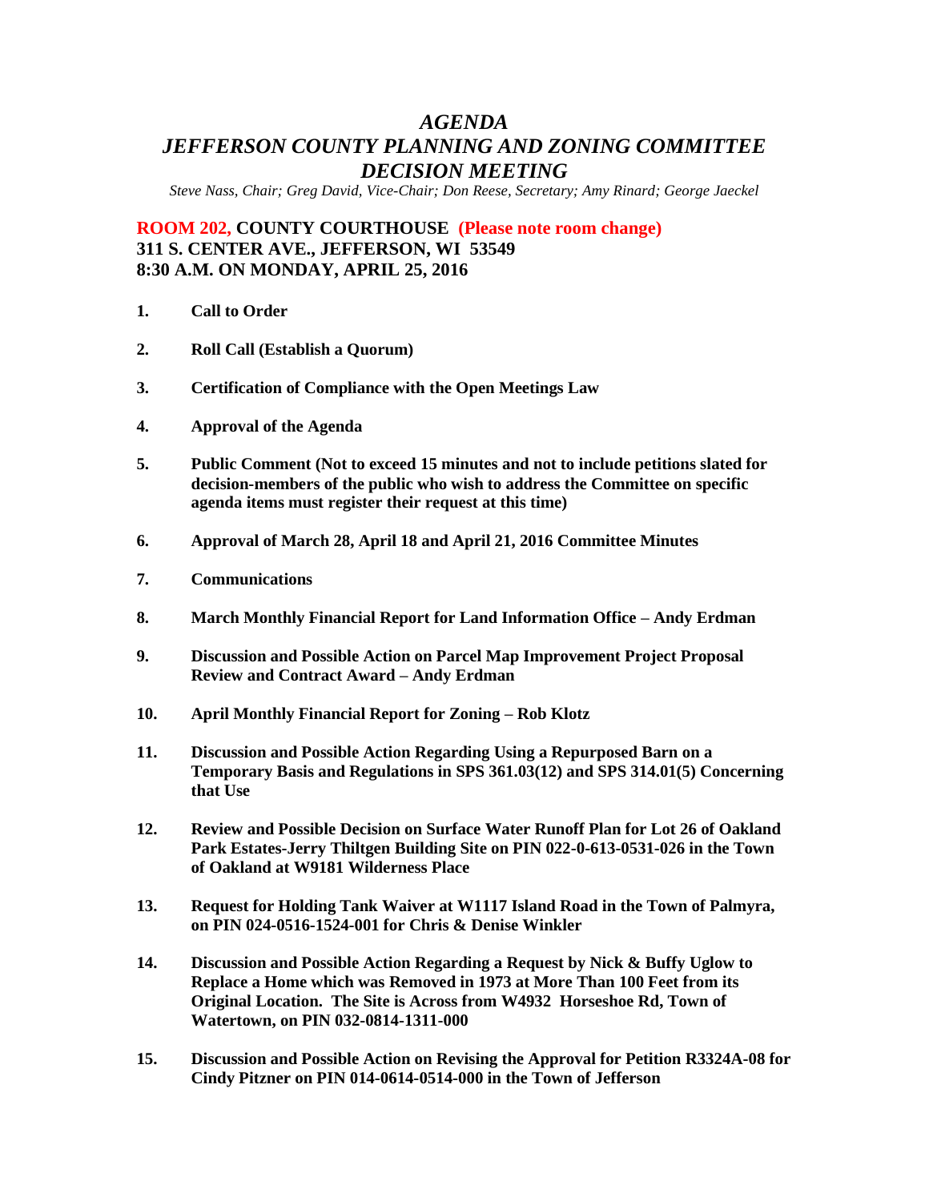# *AGENDA*
# *JEFFERSON COUNTY PLANNING AND ZONING COMMITTEE DECISION MEETING*

*Steve Nass, Chair; Greg David, Vice-Chair; Don Reese, Secretary; Amy Rinard; George Jaeckel*

**ROOM 202, COUNTY COURTHOUSE (Please note room change)**
**311 S. CENTER AVE., JEFFERSON, WI 53549**
**8:30 A.M. ON MONDAY, APRIL 25, 2016**

1. **Call to Order**

2. **Roll Call (Establish a Quorum)**

3. **Certification of Compliance with the Open Meetings Law**

4. **Approval of the Agenda**

5. **Public Comment (Not to exceed 15 minutes and not to include petitions slated for decision-members of the public who wish to address the Committee on specific agenda items must register their request at this time)**

6. **Approval of March 28, April 18 and April 21, 2016 Committee Minutes**

7. **Communications**

8. **March Monthly Financial Report for Land Information Office – Andy Erdman**

9. **Discussion and Possible Action on Parcel Map Improvement Project Proposal Review and Contract Award – Andy Erdman**

10. **April Monthly Financial Report for Zoning – Rob Klotz**

11. **Discussion and Possible Action Regarding Using a Repurposed Barn on a Temporary Basis and Regulations in SPS 361.03(12) and SPS 314.01(5) Concerning that Use**

12. **Review and Possible Decision on Surface Water Runoff Plan for Lot 26 of Oakland Park Estates-Jerry Thiltgen Building Site on PIN 022-0-613-0531-026 in the Town of Oakland at W9181 Wilderness Place**

13. **Request for Holding Tank Waiver at W1117 Island Road in the Town of Palmyra, on PIN 024-0516-1524-001 for Chris & Denise Winkler**

14. **Discussion and Possible Action Regarding a Request by Nick & Buffy Uglow to Replace a Home which was Removed in 1973 at More Than 100 Feet from its Original Location. The Site is Across from W4932 Horseshoe Rd, Town of Watertown, on PIN 032-0814-1311-000**

15. **Discussion and Possible Action on Revising the Approval for Petition R3324A-08 for Cindy Pitzner on PIN 014-0614-0514-000 in the Town of Jefferson**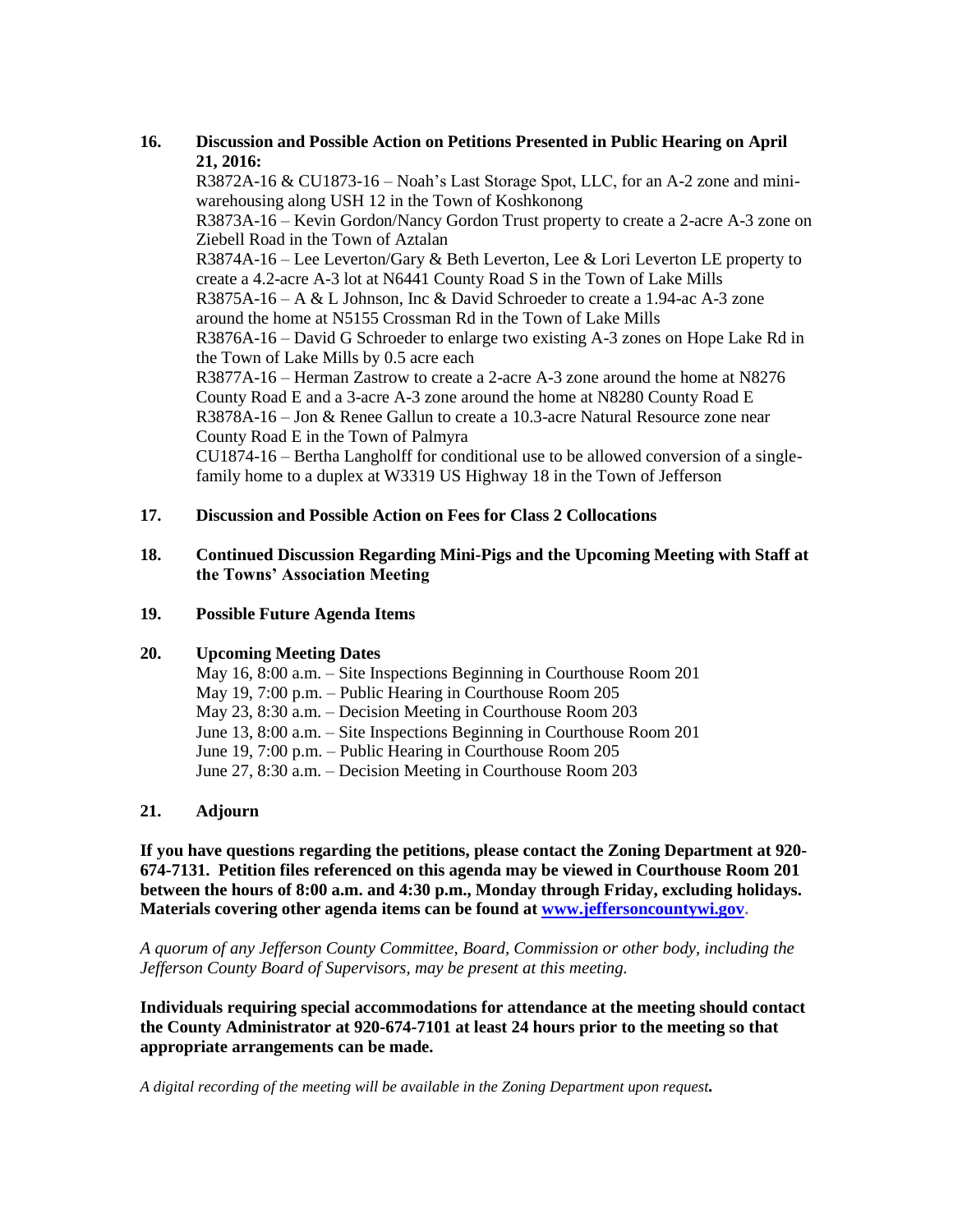**16. Discussion and Possible Action on Petitions Presented in Public Hearing on April 21, 2016:**

R3872A-16 & CU1873-16 – Noah's Last Storage Spot, LLC, for an A-2 zone and mini-warehousing along USH 12 in the Town of Koshkonong
R3873A-16 – Kevin Gordon/Nancy Gordon Trust property to create a 2-acre A-3 zone on Ziebell Road in the Town of Aztalan
R3874A-16 – Lee Leverton/Gary & Beth Leverton, Lee & Lori Leverton LE property to create a 4.2-acre A-3 lot at N6441 County Road S in the Town of Lake Mills
R3875A-16 – A & L Johnson, Inc & David Schroeder to create a 1.94-ac A-3 zone around the home at N5155 Crossman Rd in the Town of Lake Mills
R3876A-16 – David G Schroeder to enlarge two existing A-3 zones on Hope Lake Rd in the Town of Lake Mills by 0.5 acre each
R3877A-16 – Herman Zastrow to create a 2-acre A-3 zone around the home at N8276 County Road E and a 3-acre A-3 zone around the home at N8280 County Road E
R3878A-16 – Jon & Renee Gallun to create a 10.3-acre Natural Resource zone near County Road E in the Town of Palmyra
CU1874-16 – Bertha Langholff for conditional use to be allowed conversion of a single-family home to a duplex at W3319 US Highway 18 in the Town of Jefferson

**17. Discussion and Possible Action on Fees for Class 2 Collocations**

**18. Continued Discussion Regarding Mini-Pigs and the Upcoming Meeting with Staff at the Towns' Association Meeting**

**19. Possible Future Agenda Items**

**20. Upcoming Meeting Dates**

May 16, 8:00 a.m. – Site Inspections Beginning in Courthouse Room 201
May 19, 7:00 p.m. – Public Hearing in Courthouse Room 205
May 23, 8:30 a.m. – Decision Meeting in Courthouse Room 203
June 13, 8:00 a.m. – Site Inspections Beginning in Courthouse Room 201
June 19, 7:00 p.m. – Public Hearing in Courthouse Room 205
June 27, 8:30 a.m. – Decision Meeting in Courthouse Room 203

**21. Adjourn**

**If you have questions regarding the petitions, please contact the Zoning Department at 920-674-7131. Petition files referenced on this agenda may be viewed in Courthouse Room 201 between the hours of 8:00 a.m. and 4:30 p.m., Monday through Friday, excluding holidays. Materials covering other agenda items can be found at [www.jeffersoncountywi.gov](www.jeffersoncountywi.gov).**

*A quorum of any Jefferson County Committee, Board, Commission or other body, including the Jefferson County Board of Supervisors, may be present at this meeting.*

**Individuals requiring special accommodations for attendance at the meeting should contact the County Administrator at 920-674-7101 at least 24 hours prior to the meeting so that appropriate arrangements can be made.**

*A digital recording of the meeting will be available in the Zoning Department upon request.*